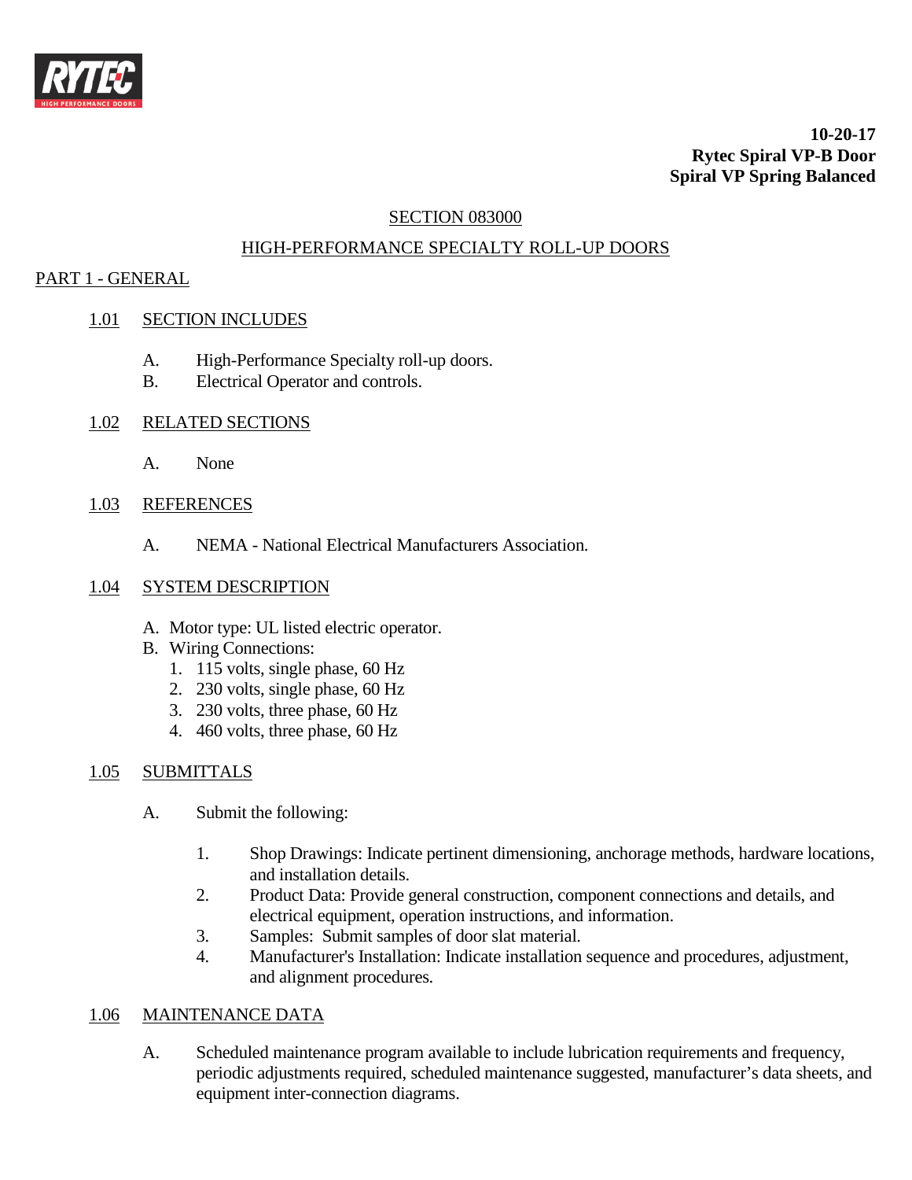**10-20-17**
**Rytec Spiral VP-B Door**
**Spiral VP Spring Balanced**

# SECTION 083000

# HIGH-PERFORMANCE SPECIALTY ROLL-UP DOORS

## PART 1 - GENERAL

### 1.01 SECTION INCLUDES

A. High-Performance Specialty roll-up doors.
B. Electrical Operator and controls.

### 1.02 RELATED SECTIONS

A. None

### 1.03 REFERENCES

A. NEMA - National Electrical Manufacturers Association.

### 1.04 SYSTEM DESCRIPTION

A. Motor type: UL listed electric operator.
B. Wiring Connections:
   1. 115 volts, single phase, 60 Hz
   2. 230 volts, single phase, 60 Hz
   3. 230 volts, three phase, 60 Hz
   4. 460 volts, three phase, 60 Hz

### 1.05 SUBMITTALS

A. Submit the following:

   1. Shop Drawings: Indicate pertinent dimensioning, anchorage methods, hardware locations, and installation details.
   2. Product Data: Provide general construction, component connections and details, and electrical equipment, operation instructions, and information.
   3. Samples: Submit samples of door slat material.
   4. Manufacturer's Installation: Indicate installation sequence and procedures, adjustment, and alignment procedures.

### 1.06 MAINTENANCE DATA

A. Scheduled maintenance program available to include lubrication requirements and frequency, periodic adjustments required, scheduled maintenance suggested, manufacturer's data sheets, and equipment inter-connection diagrams.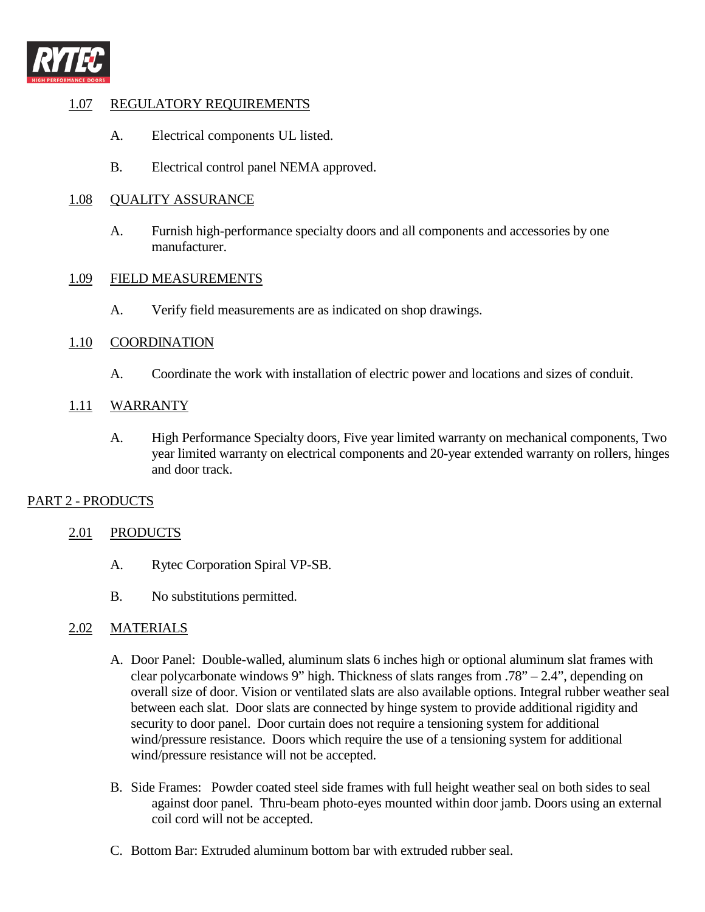### 1.07 REGULATORY REQUIREMENTS

A. Electrical components UL listed.

B. Electrical control panel NEMA approved.

### 1.08 QUALITY ASSURANCE

A. Furnish high-performance specialty doors and all components and accessories by one manufacturer.

### 1.09 FIELD MEASUREMENTS

A. Verify field measurements are as indicated on shop drawings.

### 1.10 COORDINATION

A. Coordinate the work with installation of electric power and locations and sizes of conduit.

### 1.11 WARRANTY

A. High Performance Specialty doors, Five year limited warranty on mechanical components, Two year limited warranty on electrical components and 20-year extended warranty on rollers, hinges and door track.

## PART 2 - PRODUCTS

### 2.01 PRODUCTS

A. Rytec Corporation Spiral VP-SB.

B. No substitutions permitted.

### 2.02 MATERIALS

A. Door Panel: Double-walled, aluminum slats 6 inches high or optional aluminum slat frames with clear polycarbonate windows 9" high. Thickness of slats ranges from .78" – 2.4", depending on overall size of door. Vision or ventilated slats are also available options. Integral rubber weather seal between each slat. Door slats are connected by hinge system to provide additional rigidity and security to door panel. Door curtain does not require a tensioning system for additional wind/pressure resistance. Doors which require the use of a tensioning system for additional wind/pressure resistance will not be accepted.

B. Side Frames: Powder coated steel side frames with full height weather seal on both sides to seal against door panel. Thru-beam photo-eyes mounted within door jamb. Doors using an external coil cord will not be accepted.

C. Bottom Bar: Extruded aluminum bottom bar with extruded rubber seal.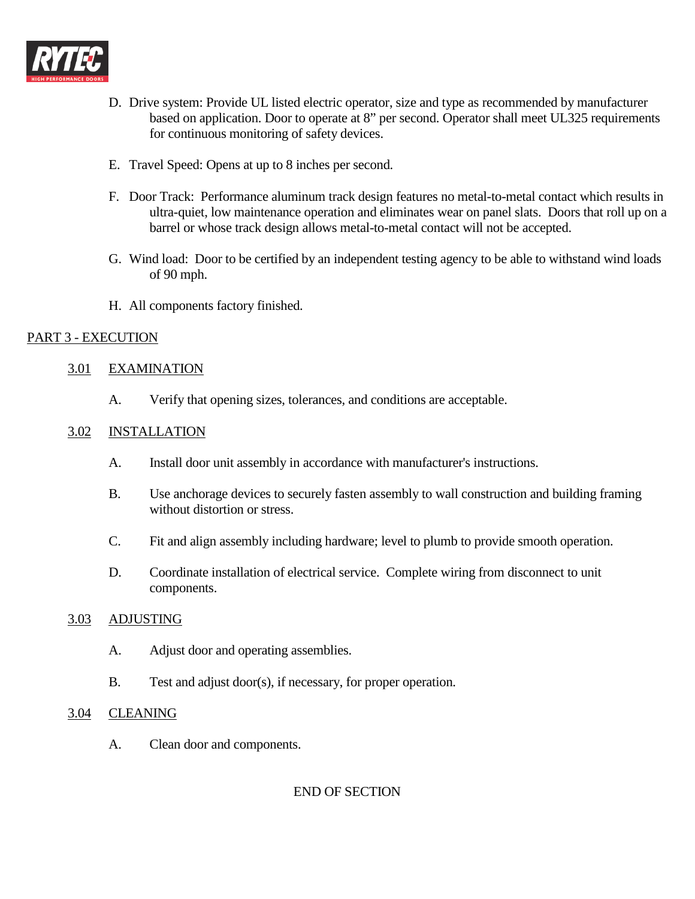D. Drive system: Provide UL listed electric operator, size and type as recommended by manufacturer based on application. Door to operate at 8” per second. Operator shall meet UL325 requirements for continuous monitoring of safety devices.

E. Travel Speed: Opens at up to 8 inches per second.

F. Door Track: Performance aluminum track design features no metal-to-metal contact which results in ultra-quiet, low maintenance operation and eliminates wear on panel slats. Doors that roll up on a barrel or whose track design allows metal-to-metal contact will not be accepted.

G. Wind load: Door to be certified by an independent testing agency to be able to withstand wind loads of 90 mph.

H. All components factory finished.

## PART 3 - EXECUTION

### 3.01 EXAMINATION

A. Verify that opening sizes, tolerances, and conditions are acceptable.

### 3.02 INSTALLATION

A. Install door unit assembly in accordance with manufacturer's instructions.

B. Use anchorage devices to securely fasten assembly to wall construction and building framing without distortion or stress.

C. Fit and align assembly including hardware; level to plumb to provide smooth operation.

D. Coordinate installation of electrical service. Complete wiring from disconnect to unit components.

### 3.03 ADJUSTING

A. Adjust door and operating assemblies.

B. Test and adjust door(s), if necessary, for proper operation.

### 3.04 CLEANING

A. Clean door and components.

END OF SECTION